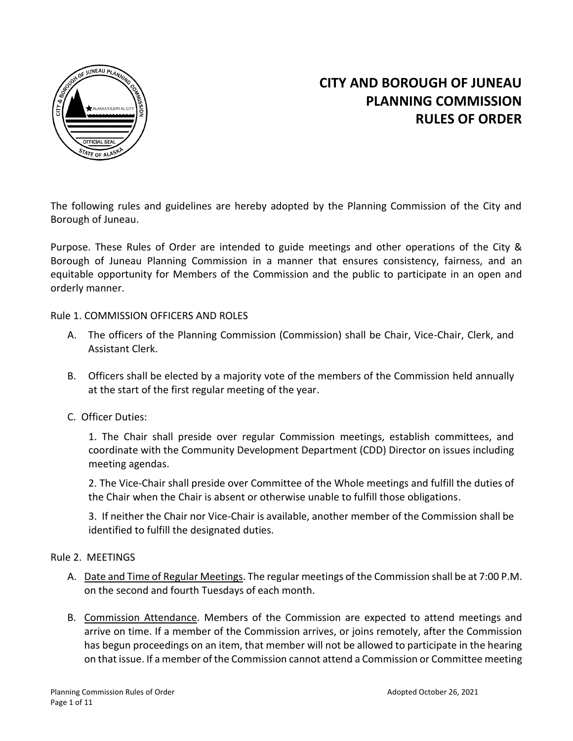# CITY AND BOROUGH OF JUNEAU PLANNING COMMISSION RULES OF ORDER

The following rules and guidelines are hereby adopted by the Planning Commission of the City and Borough of Juneau.

Purpose. These Rules of Order are intended to guide meetings and other operations of the City & Borough of Juneau Planning Commission in a manner that ensures consistency, fairness, and an equitable opportunity for Members of the Commission and the public to participate in an open and orderly manner.

Rule 1. COMMISSION OFFICERS AND ROLES

A. The officers of the Planning Commission (Commission) shall be Chair, Vice-Chair, Clerk, and Assistant Clerk.

B. Officers shall be elected by a majority vote of the members of the Commission held annually at the start of the first regular meeting of the year.

C. Officer Duties:

1. The Chair shall preside over regular Commission meetings, establish committees, and coordinate with the Community Development Department (CDD) Director on issues including meeting agendas.

2. The Vice-Chair shall preside over Committee of the Whole meetings and fulfill the duties of the Chair when the Chair is absent or otherwise unable to fulfill those obligations.

3. If neither the Chair nor Vice-Chair is available, another member of the Commission shall be identified to fulfill the designated duties.

Rule 2. MEETINGS

A. Date and Time of Regular Meetings. The regular meetings of the Commission shall be at 7:00 P.M. on the second and fourth Tuesdays of each month.

B. Commission Attendance. Members of the Commission are expected to attend meetings and arrive on time. If a member of the Commission arrives, or joins remotely, after the Commission has begun proceedings on an item, that member will not be allowed to participate in the hearing on that issue. If a member of the Commission cannot attend a Commission or Committee meeting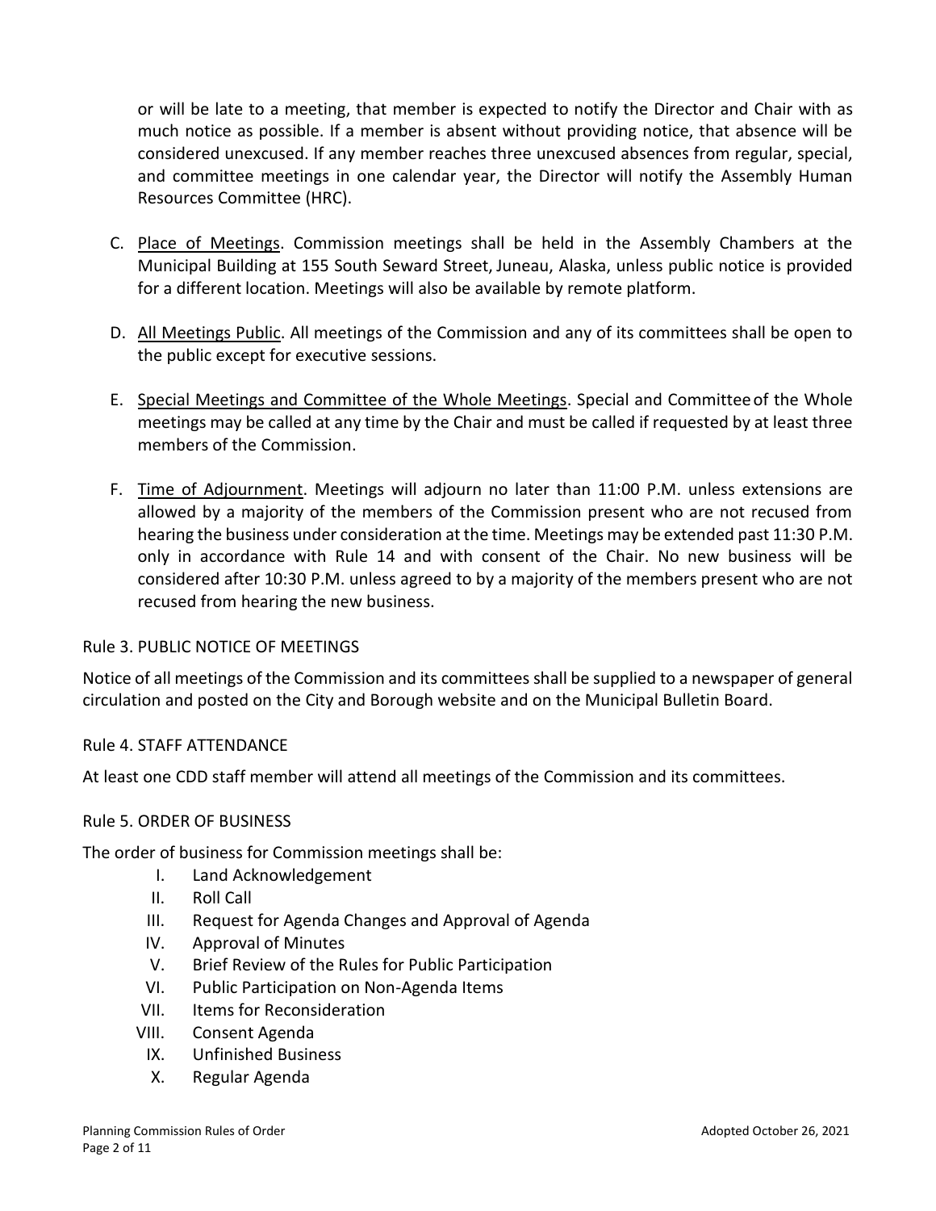or will be late to a meeting, that member is expected to notify the Director and Chair with as much notice as possible. If a member is absent without providing notice, that absence will be considered unexcused. If any member reaches three unexcused absences from regular, special, and committee meetings in one calendar year, the Director will notify the Assembly Human Resources Committee (HRC).

C. Place of Meetings. Commission meetings shall be held in the Assembly Chambers at the Municipal Building at 155 South Seward Street, Juneau, Alaska, unless public notice is provided for a different location. Meetings will also be available by remote platform.

D. All Meetings Public. All meetings of the Commission and any of its committees shall be open to the public except for executive sessions.

E. Special Meetings and Committee of the Whole Meetings. Special and Committee of the Whole meetings may be called at any time by the Chair and must be called if requested by at least three members of the Commission.

F. Time of Adjournment. Meetings will adjourn no later than 11:00 P.M. unless extensions are allowed by a majority of the members of the Commission present who are not recused from hearing the business under consideration at the time. Meetings may be extended past 11:30 P.M. only in accordance with Rule 14 and with consent of the Chair. No new business will be considered after 10:30 P.M. unless agreed to by a majority of the members present who are not recused from hearing the new business.

## Rule 3. PUBLIC NOTICE OF MEETINGS

Notice of all meetings of the Commission and its committees shall be supplied to a newspaper of general circulation and posted on the City and Borough website and on the Municipal Bulletin Board.

## Rule 4. STAFF ATTENDANCE

At least one CDD staff member will attend all meetings of the Commission and its committees.

## Rule 5. ORDER OF BUSINESS

The order of business for Commission meetings shall be:

I. Land Acknowledgement
II. Roll Call
III. Request for Agenda Changes and Approval of Agenda
IV. Approval of Minutes
V. Brief Review of the Rules for Public Participation
VI. Public Participation on Non-Agenda Items
VII. Items for Reconsideration
VIII. Consent Agenda
IX. Unfinished Business
X. Regular Agenda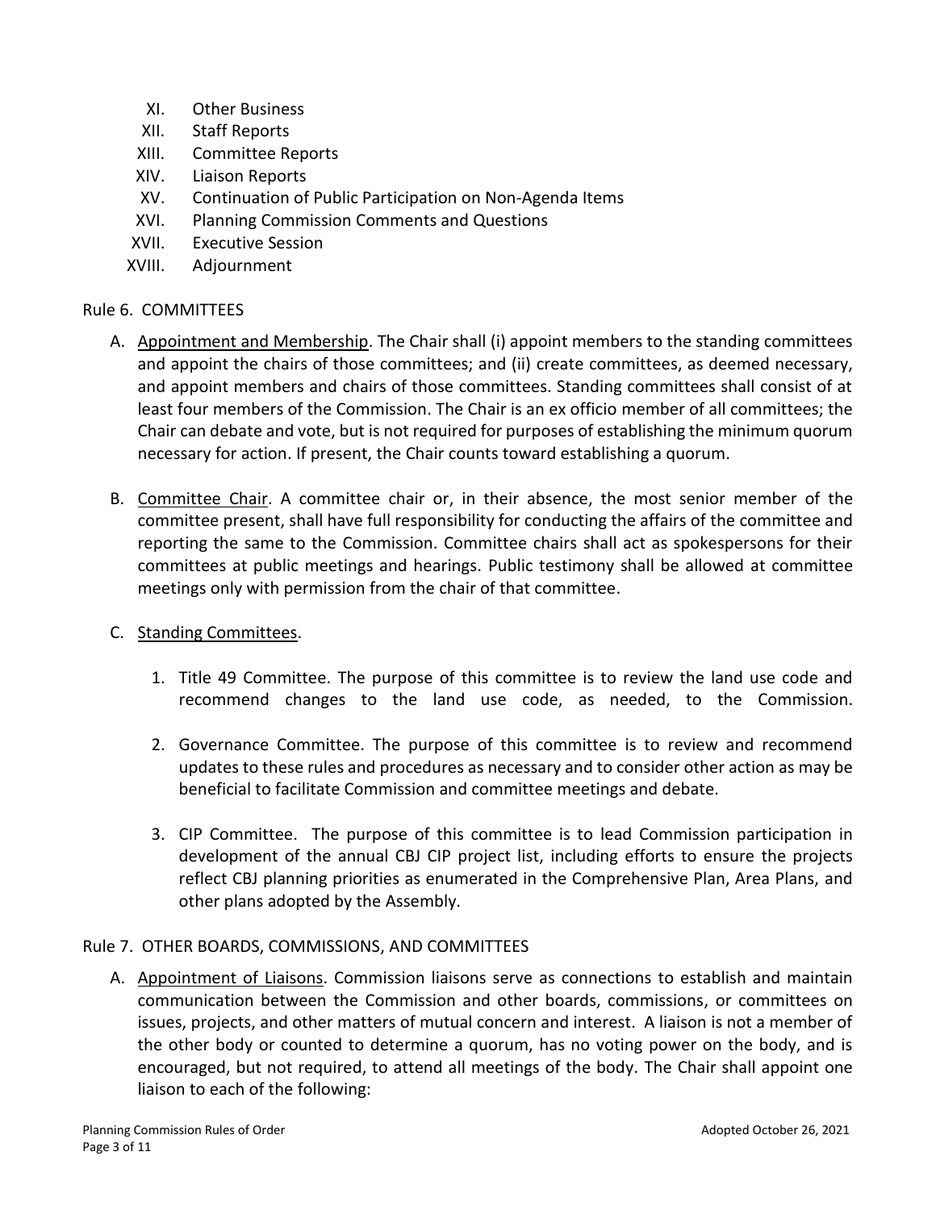XI. Other Business
XII. Staff Reports
XIII. Committee Reports
XIV. Liaison Reports
XV. Continuation of Public Participation on Non-Agenda Items
XVI. Planning Commission Comments and Questions
XVII. Executive Session
XVIII. Adjournment

Rule 6. COMMITTEES

A. Appointment and Membership. The Chair shall (i) appoint members to the standing committees and appoint the chairs of those committees; and (ii) create committees, as deemed necessary, and appoint members and chairs of those committees. Standing committees shall consist of at least four members of the Commission. The Chair is an ex officio member of all committees; the Chair can debate and vote, but is not required for purposes of establishing the minimum quorum necessary for action. If present, the Chair counts toward establishing a quorum.

B. Committee Chair. A committee chair or, in their absence, the most senior member of the committee present, shall have full responsibility for conducting the affairs of the committee and reporting the same to the Commission. Committee chairs shall act as spokespersons for their committees at public meetings and hearings. Public testimony shall be allowed at committee meetings only with permission from the chair of that committee.

C. Standing Committees.

1. Title 49 Committee. The purpose of this committee is to review the land use code and recommend changes to the land use code, as needed, to the Commission.

2. Governance Committee. The purpose of this committee is to review and recommend updates to these rules and procedures as necessary and to consider other action as may be beneficial to facilitate Commission and committee meetings and debate.

3. CIP Committee. The purpose of this committee is to lead Commission participation in development of the annual CBJ CIP project list, including efforts to ensure the projects reflect CBJ planning priorities as enumerated in the Comprehensive Plan, Area Plans, and other plans adopted by the Assembly.

Rule 7. OTHER BOARDS, COMMISSIONS, AND COMMITTEES

A. Appointment of Liaisons. Commission liaisons serve as connections to establish and maintain communication between the Commission and other boards, commissions, or committees on issues, projects, and other matters of mutual concern and interest. A liaison is not a member of the other body or counted to determine a quorum, has no voting power on the body, and is encouraged, but not required, to attend all meetings of the body. The Chair shall appoint one liaison to each of the following: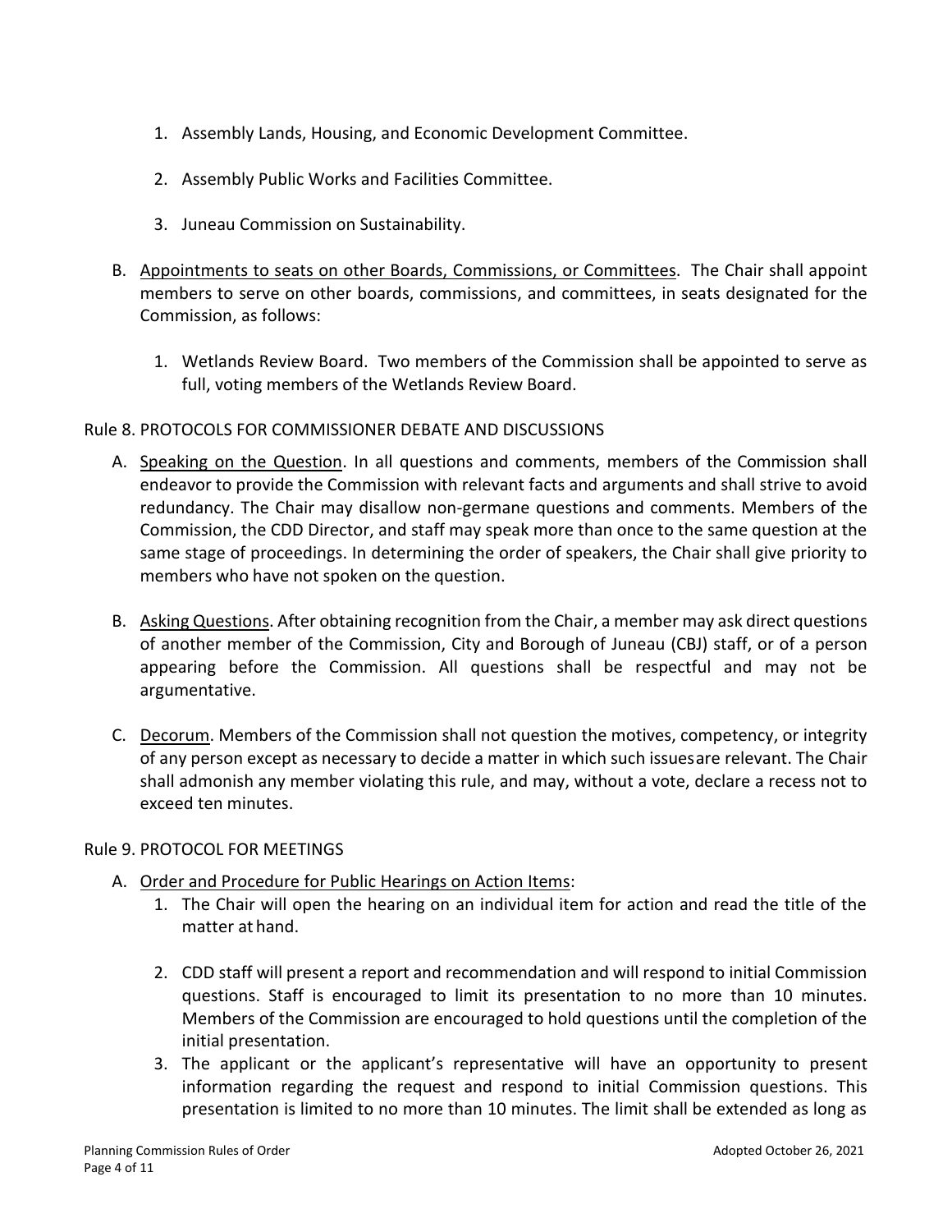1. Assembly Lands, Housing, and Economic Development Committee.

2. Assembly Public Works and Facilities Committee.

3. Juneau Commission on Sustainability.

B. Appointments to seats on other Boards, Commissions, or Committees. The Chair shall appoint members to serve on other boards, commissions, and committees, in seats designated for the Commission, as follows:

   1. Wetlands Review Board. Two members of the Commission shall be appointed to serve as full, voting members of the Wetlands Review Board.

Rule 8. PROTOCOLS FOR COMMISSIONER DEBATE AND DISCUSSIONS

A. Speaking on the Question. In all questions and comments, members of the Commission shall endeavor to provide the Commission with relevant facts and arguments and shall strive to avoid redundancy. The Chair may disallow non-germane questions and comments. Members of the Commission, the CDD Director, and staff may speak more than once to the same question at the same stage of proceedings. In determining the order of speakers, the Chair shall give priority to members who have not spoken on the question.

B. Asking Questions. After obtaining recognition from the Chair, a member may ask direct questions of another member of the Commission, City and Borough of Juneau (CBJ) staff, or of a person appearing before the Commission. All questions shall be respectful and may not be argumentative.

C. Decorum. Members of the Commission shall not question the motives, competency, or integrity of any person except as necessary to decide a matter in which such issues are relevant. The Chair shall admonish any member violating this rule, and may, without a vote, declare a recess not to exceed ten minutes.

Rule 9. PROTOCOL FOR MEETINGS

A. Order and Procedure for Public Hearings on Action Items:
   1. The Chair will open the hearing on an individual item for action and read the title of the matter at hand.

   2. CDD staff will present a report and recommendation and will respond to initial Commission questions. Staff is encouraged to limit its presentation to no more than 10 minutes. Members of the Commission are encouraged to hold questions until the completion of the initial presentation.
   3. The applicant or the applicant's representative will have an opportunity to present information regarding the request and respond to initial Commission questions. This presentation is limited to no more than 10 minutes. The limit shall be extended as long as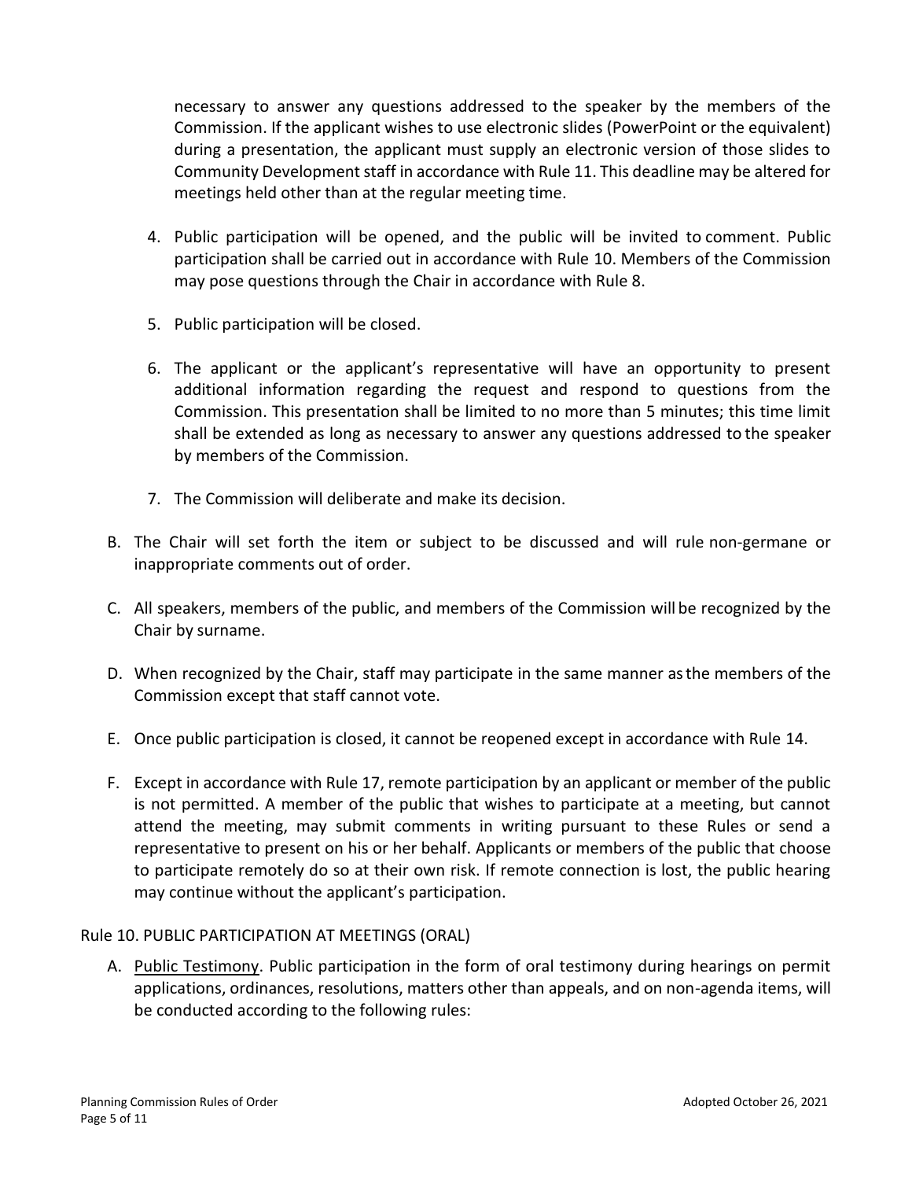necessary to answer any questions addressed to the speaker by the members of the Commission. If the applicant wishes to use electronic slides (PowerPoint or the equivalent) during a presentation, the applicant must supply an electronic version of those slides to Community Development staff in accordance with Rule 11. This deadline may be altered for meetings held other than at the regular meeting time.

4. Public participation will be opened, and the public will be invited to comment. Public participation shall be carried out in accordance with Rule 10. Members of the Commission may pose questions through the Chair in accordance with Rule 8.

5. Public participation will be closed.

6. The applicant or the applicant's representative will have an opportunity to present additional information regarding the request and respond to questions from the Commission. This presentation shall be limited to no more than 5 minutes; this time limit shall be extended as long as necessary to answer any questions addressed to the speaker by members of the Commission.

7. The Commission will deliberate and make its decision.

B. The Chair will set forth the item or subject to be discussed and will rule non-germane or inappropriate comments out of order.

C. All speakers, members of the public, and members of the Commission will be recognized by the Chair by surname.

D. When recognized by the Chair, staff may participate in the same manner as the members of the Commission except that staff cannot vote.

E. Once public participation is closed, it cannot be reopened except in accordance with Rule 14.

F. Except in accordance with Rule 17, remote participation by an applicant or member of the public is not permitted. A member of the public that wishes to participate at a meeting, but cannot attend the meeting, may submit comments in writing pursuant to these Rules or send a representative to present on his or her behalf. Applicants or members of the public that choose to participate remotely do so at their own risk. If remote connection is lost, the public hearing may continue without the applicant's participation.

Rule 10. PUBLIC PARTICIPATION AT MEETINGS (ORAL)

A. Public Testimony. Public participation in the form of oral testimony during hearings on permit applications, ordinances, resolutions, matters other than appeals, and on non-agenda items, will be conducted according to the following rules: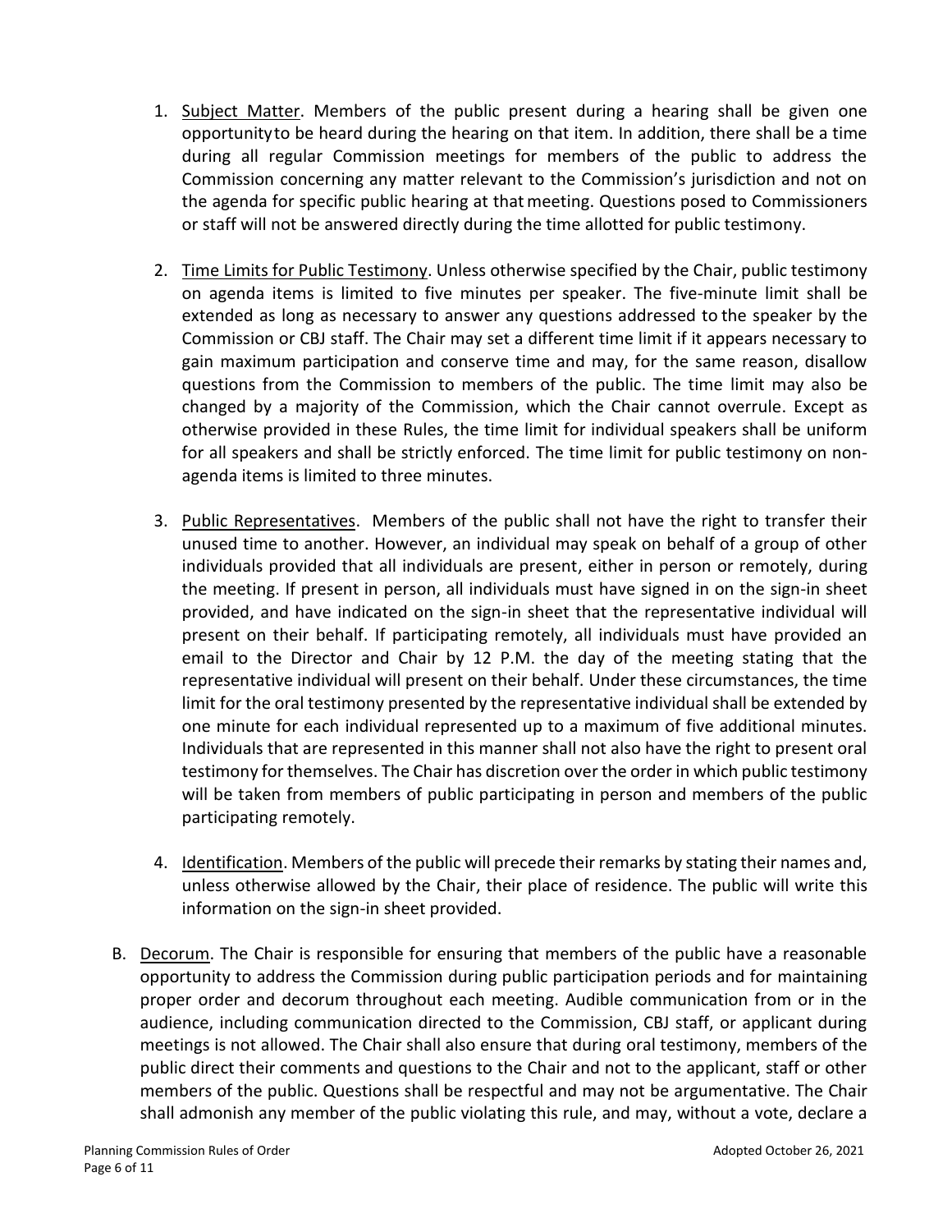1. Subject Matter. Members of the public present during a hearing shall be given one opportunity to be heard during the hearing on that item. In addition, there shall be a time during all regular Commission meetings for members of the public to address the Commission concerning any matter relevant to the Commission's jurisdiction and not on the agenda for specific public hearing at that meeting. Questions posed to Commissioners or staff will not be answered directly during the time allotted for public testimony.

2. Time Limits for Public Testimony. Unless otherwise specified by the Chair, public testimony on agenda items is limited to five minutes per speaker. The five-minute limit shall be extended as long as necessary to answer any questions addressed to the speaker by the Commission or CBJ staff. The Chair may set a different time limit if it appears necessary to gain maximum participation and conserve time and may, for the same reason, disallow questions from the Commission to members of the public. The time limit may also be changed by a majority of the Commission, which the Chair cannot overrule. Except as otherwise provided in these Rules, the time limit for individual speakers shall be uniform for all speakers and shall be strictly enforced. The time limit for public testimony on non-agenda items is limited to three minutes.

3. Public Representatives. Members of the public shall not have the right to transfer their unused time to another. However, an individual may speak on behalf of a group of other individuals provided that all individuals are present, either in person or remotely, during the meeting. If present in person, all individuals must have signed in on the sign-in sheet provided, and have indicated on the sign-in sheet that the representative individual will present on their behalf. If participating remotely, all individuals must have provided an email to the Director and Chair by 12 P.M. the day of the meeting stating that the representative individual will present on their behalf. Under these circumstances, the time limit for the oral testimony presented by the representative individual shall be extended by one minute for each individual represented up to a maximum of five additional minutes. Individuals that are represented in this manner shall not also have the right to present oral testimony for themselves. The Chair has discretion over the order in which public testimony will be taken from members of public participating in person and members of the public participating remotely.

4. Identification. Members of the public will precede their remarks by stating their names and, unless otherwise allowed by the Chair, their place of residence. The public will write this information on the sign-in sheet provided.

B. Decorum. The Chair is responsible for ensuring that members of the public have a reasonable opportunity to address the Commission during public participation periods and for maintaining proper order and decorum throughout each meeting. Audible communication from or in the audience, including communication directed to the Commission, CBJ staff, or applicant during meetings is not allowed. The Chair shall also ensure that during oral testimony, members of the public direct their comments and questions to the Chair and not to the applicant, staff or other members of the public. Questions shall be respectful and may not be argumentative. The Chair shall admonish any member of the public violating this rule, and may, without a vote, declare a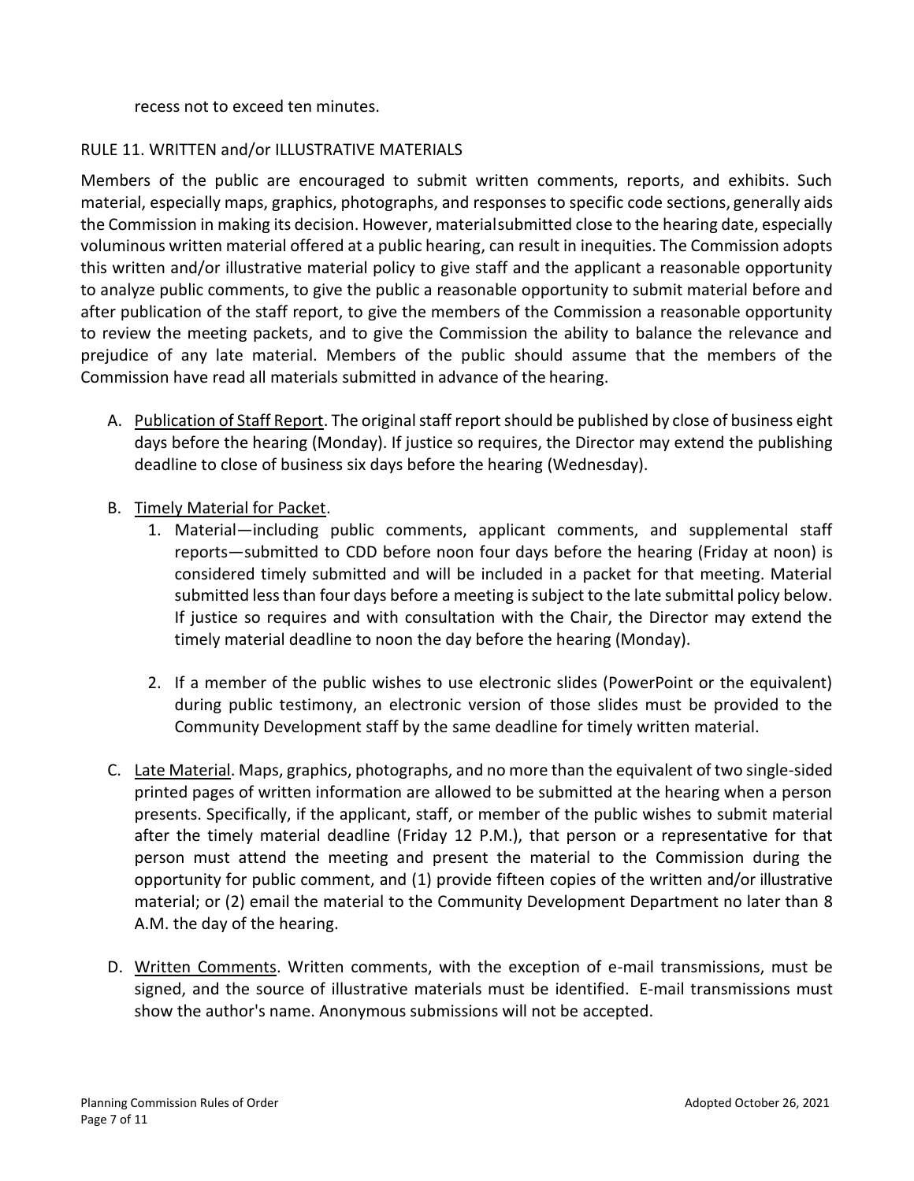recess not to exceed ten minutes.

## RULE 11. WRITTEN and/or ILLUSTRATIVE MATERIALS

Members of the public are encouraged to submit written comments, reports, and exhibits. Such material, especially maps, graphics, photographs, and responses to specific code sections, generally aids the Commission in making its decision. However, materialsubmitted close to the hearing date, especially voluminous written material offered at a public hearing, can result in inequities. The Commission adopts this written and/or illustrative material policy to give staff and the applicant a reasonable opportunity to analyze public comments, to give the public a reasonable opportunity to submit material before and after publication of the staff report, to give the members of the Commission a reasonable opportunity to review the meeting packets, and to give the Commission the ability to balance the relevance and prejudice of any late material. Members of the public should assume that the members of the Commission have read all materials submitted in advance of the hearing.

A. Publication of Staff Report. The original staff report should be published by close of business eight days before the hearing (Monday). If justice so requires, the Director may extend the publishing deadline to close of business six days before the hearing (Wednesday).

B. Timely Material for Packet.
   1. Material—including public comments, applicant comments, and supplemental staff reports—submitted to CDD before noon four days before the hearing (Friday at noon) is considered timely submitted and will be included in a packet for that meeting. Material submitted less than four days before a meeting is subject to the late submittal policy below. If justice so requires and with consultation with the Chair, the Director may extend the timely material deadline to noon the day before the hearing (Monday).

   2. If a member of the public wishes to use electronic slides (PowerPoint or the equivalent) during public testimony, an electronic version of those slides must be provided to the Community Development staff by the same deadline for timely written material.

C. Late Material. Maps, graphics, photographs, and no more than the equivalent of two single-sided printed pages of written information are allowed to be submitted at the hearing when a person presents. Specifically, if the applicant, staff, or member of the public wishes to submit material after the timely material deadline (Friday 12 P.M.), that person or a representative for that person must attend the meeting and present the material to the Commission during the opportunity for public comment, and (1) provide fifteen copies of the written and/or illustrative material; or (2) email the material to the Community Development Department no later than 8 A.M. the day of the hearing.

D. Written Comments. Written comments, with the exception of e-mail transmissions, must be signed, and the source of illustrative materials must be identified. E-mail transmissions must show the author's name. Anonymous submissions will not be accepted.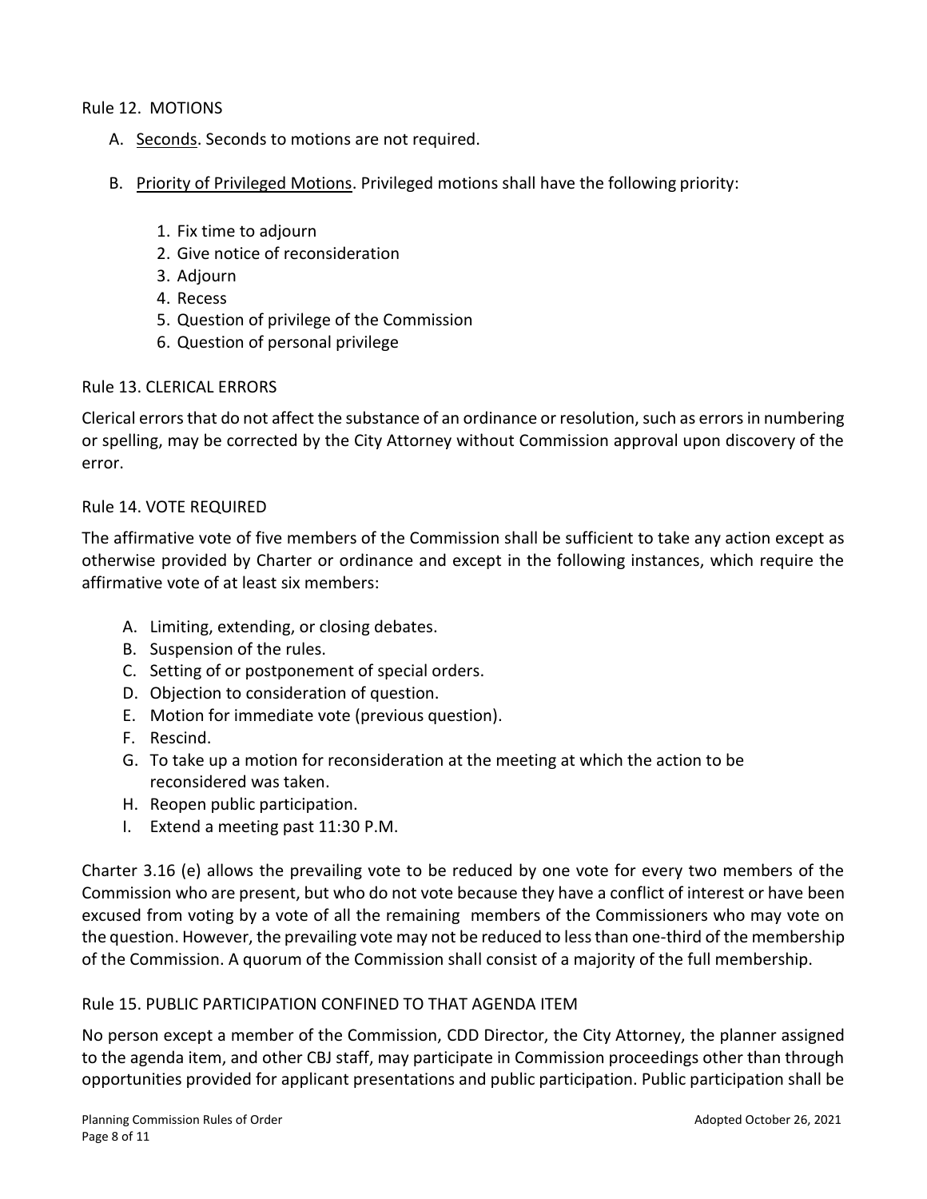## Rule 12. MOTIONS

A. Seconds. Seconds to motions are not required.

B. Priority of Privileged Motions. Privileged motions shall have the following priority:

    1. Fix time to adjourn
    2. Give notice of reconsideration
    3. Adjourn
    4. Recess
    5. Question of privilege of the Commission
    6. Question of personal privilege

## Rule 13. CLERICAL ERRORS

Clerical errors that do not affect the substance of an ordinance or resolution, such as errors in numbering or spelling, may be corrected by the City Attorney without Commission approval upon discovery of the error.

## Rule 14. VOTE REQUIRED

The affirmative vote of five members of the Commission shall be sufficient to take any action except as otherwise provided by Charter or ordinance and except in the following instances, which require the affirmative vote of at least six members:

A. Limiting, extending, or closing debates.
B. Suspension of the rules.
C. Setting of or postponement of special orders.
D. Objection to consideration of question.
E. Motion for immediate vote (previous question).
F. Rescind.
G. To take up a motion for reconsideration at the meeting at which the action to be reconsidered was taken.
H. Reopen public participation.
I. Extend a meeting past 11:30 P.M.

Charter 3.16 (e) allows the prevailing vote to be reduced by one vote for every two members of the Commission who are present, but who do not vote because they have a conflict of interest or have been excused from voting by a vote of all the remaining members of the Commissioners who may vote on the question. However, the prevailing vote may not be reduced to less than one-third of the membership of the Commission. A quorum of the Commission shall consist of a majority of the full membership.

## Rule 15. PUBLIC PARTICIPATION CONFINED TO THAT AGENDA ITEM

No person except a member of the Commission, CDD Director, the City Attorney, the planner assigned to the agenda item, and other CBJ staff, may participate in Commission proceedings other than through opportunities provided for applicant presentations and public participation. Public participation shall be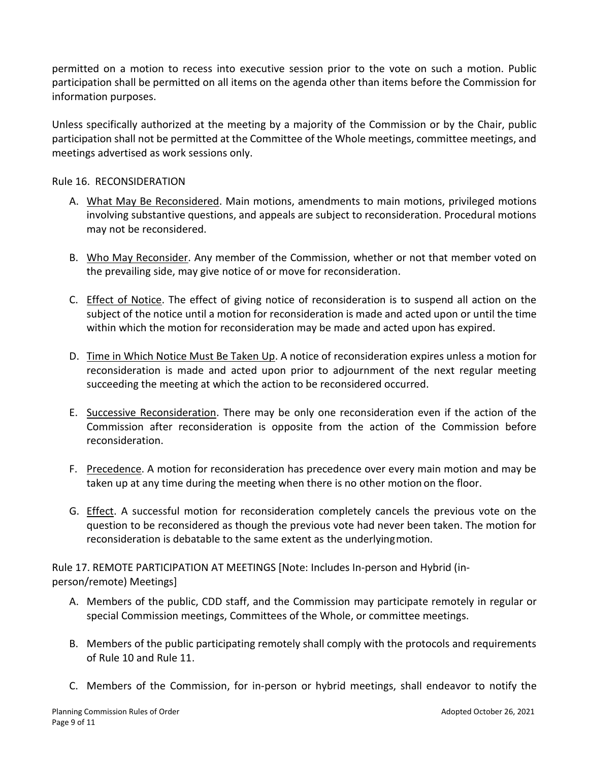permitted on a motion to recess into executive session prior to the vote on such a motion. Public participation shall be permitted on all items on the agenda other than items before the Commission for information purposes.

Unless specifically authorized at the meeting by a majority of the Commission or by the Chair, public participation shall not be permitted at the Committee of the Whole meetings, committee meetings, and meetings advertised as work sessions only.

Rule 16. RECONSIDERATION

A. <u>What May Be Reconsidered</u>. Main motions, amendments to main motions, privileged motions involving substantive questions, and appeals are subject to reconsideration. Procedural motions may not be reconsidered.

B. <u>Who May Reconsider</u>. Any member of the Commission, whether or not that member voted on the prevailing side, may give notice of or move for reconsideration.

C. <u>Effect of Notice</u>. The effect of giving notice of reconsideration is to suspend all action on the subject of the notice until a motion for reconsideration is made and acted upon or until the time within which the motion for reconsideration may be made and acted upon has expired.

D. <u>Time in Which Notice Must Be Taken Up</u>. A notice of reconsideration expires unless a motion for reconsideration is made and acted upon prior to adjournment of the next regular meeting succeeding the meeting at which the action to be reconsidered occurred.

E. <u>Successive Reconsideration</u>. There may be only one reconsideration even if the action of the Commission after reconsideration is opposite from the action of the Commission before reconsideration.

F. <u>Precedence</u>. A motion for reconsideration has precedence over every main motion and may be taken up at any time during the meeting when there is no other motion on the floor.

G. <u>Effect</u>. A successful motion for reconsideration completely cancels the previous vote on the question to be reconsidered as though the previous vote had never been taken. The motion for reconsideration is debatable to the same extent as the underlying motion.

Rule 17. REMOTE PARTICIPATION AT MEETINGS [Note: Includes In-person and Hybrid (in-person/remote) Meetings]

A. Members of the public, CDD staff, and the Commission may participate remotely in regular or special Commission meetings, Committees of the Whole, or committee meetings.

B. Members of the public participating remotely shall comply with the protocols and requirements of Rule 10 and Rule 11.

C. Members of the Commission, for in-person or hybrid meetings, shall endeavor to notify the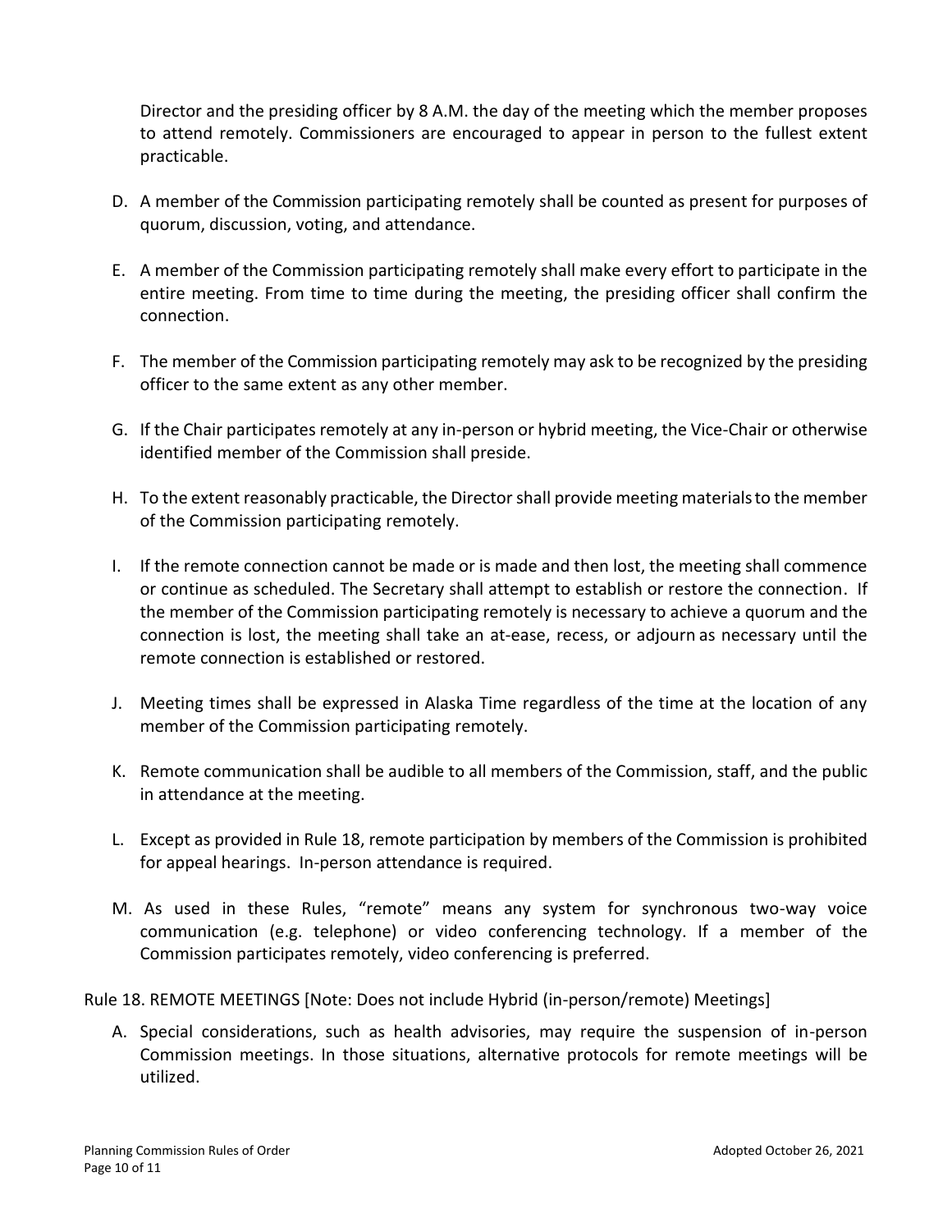Director and the presiding officer by 8 A.M. the day of the meeting which the member proposes to attend remotely. Commissioners are encouraged to appear in person to the fullest extent practicable.

D. A member of the Commission participating remotely shall be counted as present for purposes of quorum, discussion, voting, and attendance.

E. A member of the Commission participating remotely shall make every effort to participate in the entire meeting. From time to time during the meeting, the presiding officer shall confirm the connection.

F. The member of the Commission participating remotely may ask to be recognized by the presiding officer to the same extent as any other member.

G. If the Chair participates remotely at any in-person or hybrid meeting, the Vice-Chair or otherwise identified member of the Commission shall preside.

H. To the extent reasonably practicable, the Director shall provide meeting materials to the member of the Commission participating remotely.

I. If the remote connection cannot be made or is made and then lost, the meeting shall commence or continue as scheduled. The Secretary shall attempt to establish or restore the connection. If the member of the Commission participating remotely is necessary to achieve a quorum and the connection is lost, the meeting shall take an at-ease, recess, or adjourn as necessary until the remote connection is established or restored.

J. Meeting times shall be expressed in Alaska Time regardless of the time at the location of any member of the Commission participating remotely.

K. Remote communication shall be audible to all members of the Commission, staff, and the public in attendance at the meeting.

L. Except as provided in Rule 18, remote participation by members of the Commission is prohibited for appeal hearings. In-person attendance is required.

M. As used in these Rules, "remote" means any system for synchronous two-way voice communication (e.g. telephone) or video conferencing technology. If a member of the Commission participates remotely, video conferencing is preferred.

Rule 18. REMOTE MEETINGS [Note: Does not include Hybrid (in-person/remote) Meetings]

A. Special considerations, such as health advisories, may require the suspension of in-person Commission meetings. In those situations, alternative protocols for remote meetings will be utilized.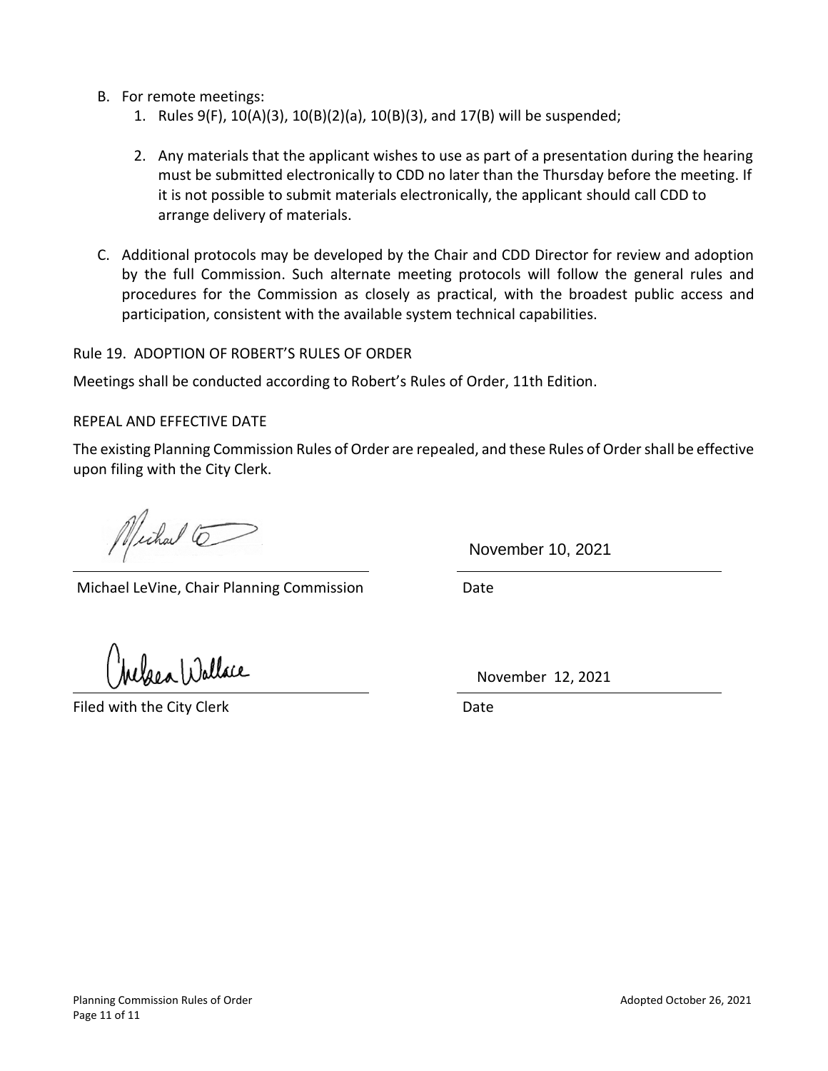B. For remote meetings:
    1. Rules 9(F), 10(A)(3), 10(B)(2)(a), 10(B)(3), and 17(B) will be suspended;

    2. Any materials that the applicant wishes to use as part of a presentation during the hearing must be submitted electronically to CDD no later than the Thursday before the meeting. If it is not possible to submit materials electronically, the applicant should call CDD to arrange delivery of materials.

C. Additional protocols may be developed by the Chair and CDD Director for review and adoption by the full Commission. Such alternate meeting protocols will follow the general rules and procedures for the Commission as closely as practical, with the broadest public access and participation, consistent with the available system technical capabilities.

Rule 19. ADOPTION OF ROBERT'S RULES OF ORDER

Meetings shall be conducted according to Robert's Rules of Order, 11th Edition.

REPEAL AND EFFECTIVE DATE

The existing Planning Commission Rules of Order are repealed, and these Rules of Order shall be effective upon filing with the City Clerk.

| | |
|---|---|
| Michael LeVine, Chair Planning Commission | November 10, 2021 |
| | Date |
| Filed with the City Clerk | November 12, 2021 |
| | Date |

Planning Commission Rules of Order

Adopted October 26, 2021